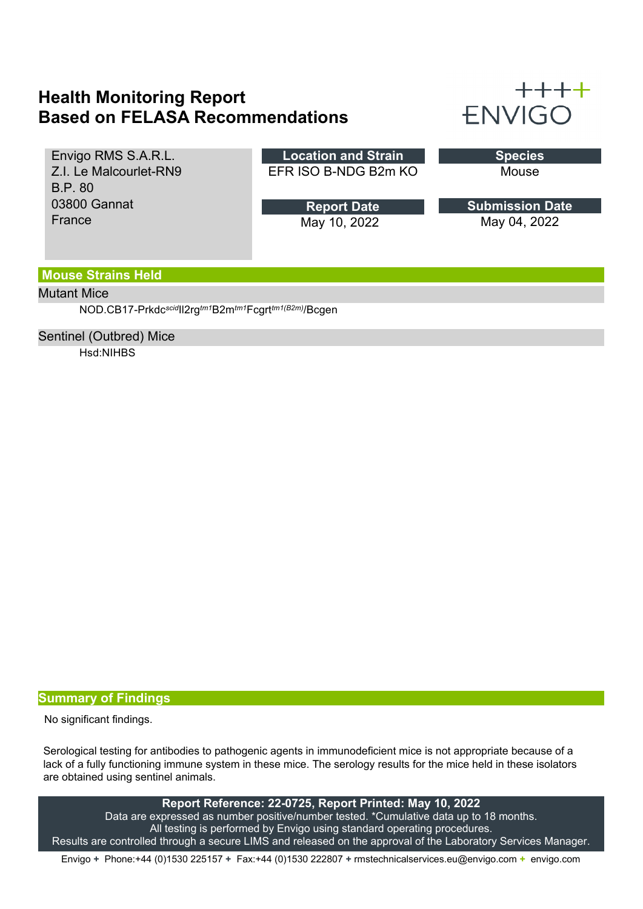# Health Monitoring Report
# Based on FELASA Recommendations

Envigo RMS S.A.R.L.
Z.I. Le Malcourlet-RN9
B.P. 80
03800 Gannat
France

| Location and Strain | Species |
|---|---|
| EFR ISO B-NDG B2m KO | Mouse |

| Report Date | Submission Date |
|---|---|
| May 10, 2022 | May 04, 2022 |

## Mouse Strains Held

### Mutant Mice

NOD.CB17-Prkdc$^{scid}$Il2rg$^{tm1}$B2m$^{tm1}$Fcgrt$^{tm1(B2m)}$/Bcgen

### Sentinel (Outbred) Mice

Hsd:NIHBS

## Summary of Findings

No significant findings.

Serological testing for antibodies to pathogenic agents in immunodeficient mice is not appropriate because of a lack of a fully functioning immune system in these mice. The serology results for the mice held in these isolators are obtained using sentinel animals.

**Report Reference: 22-0725, Report Printed: May 10, 2022**
Data are expressed as number positive/number tested. *Cumulative data up to 18 months.
All testing is performed by Envigo using standard operating procedures.
Results are controlled through a secure LIMS and released on the approval of the Laboratory Services Manager.

Envigo + Phone:+44 (0)1530 225157 + Fax:+44 (0)1530 222807 + rmstechnicalservices.eu@envigo.com + envigo.com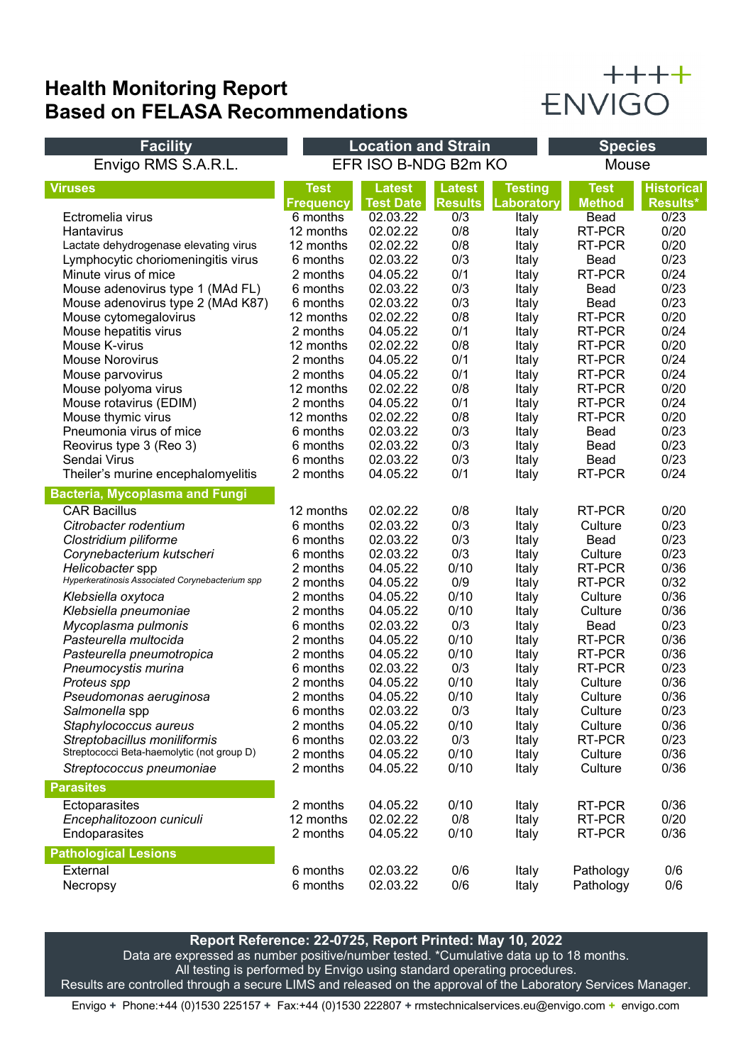# Health Monitoring Report Based on FELASA Recommendations

ENVIGO

| Facility | Location and Strain | Species |
|---|---|---|
| Envigo RMS S.A.R.L. | EFR ISO B-NDG B2m KO | Mouse |

| Viruses | Test Frequency | Latest Test Date | Latest Results | Testing Laboratory | Test Method | Historical Results* |
|---|---|---|---|---|---|---|
| Ectromelia virus | 6 months | 02.03.22 | 0/3 | Italy | Bead | 0/23 |
| Hantavirus | 12 months | 02.02.22 | 0/8 | Italy | RT-PCR | 0/20 |
| Lactate dehydrogenase elevating virus | 12 months | 02.02.22 | 0/8 | Italy | RT-PCR | 0/20 |
| Lymphocytic choriomeningitis virus | 6 months | 02.03.22 | 0/3 | Italy | Bead | 0/23 |
| Minute virus of mice | 2 months | 04.05.22 | 0/1 | Italy | RT-PCR | 0/24 |
| Mouse adenovirus type 1 (MAd FL) | 6 months | 02.03.22 | 0/3 | Italy | Bead | 0/23 |
| Mouse adenovirus type 2 (MAd K87) | 6 months | 02.03.22 | 0/3 | Italy | Bead | 0/23 |
| Mouse cytomegalovirus | 12 months | 02.02.22 | 0/8 | Italy | RT-PCR | 0/20 |
| Mouse hepatitis virus | 2 months | 04.05.22 | 0/1 | Italy | RT-PCR | 0/24 |
| Mouse K-virus | 12 months | 02.02.22 | 0/8 | Italy | RT-PCR | 0/20 |
| Mouse Norovirus | 2 months | 04.05.22 | 0/1 | Italy | RT-PCR | 0/24 |
| Mouse parvovirus | 2 months | 04.05.22 | 0/1 | Italy | RT-PCR | 0/24 |
| Mouse polyoma virus | 12 months | 02.02.22 | 0/8 | Italy | RT-PCR | 0/20 |
| Mouse rotavirus (EDIM) | 2 months | 04.05.22 | 0/1 | Italy | RT-PCR | 0/24 |
| Mouse thymic virus | 12 months | 02.02.22 | 0/8 | Italy | RT-PCR | 0/20 |
| Pneumonia virus of mice | 6 months | 02.03.22 | 0/3 | Italy | Bead | 0/23 |
| Reovirus type 3 (Reo 3) | 6 months | 02.03.22 | 0/3 | Italy | Bead | 0/23 |
| Sendai Virus | 6 months | 02.03.22 | 0/3 | Italy | Bead | 0/23 |
| Theiler's murine encephalomyelitis | 2 months | 04.05.22 | 0/1 | Italy | RT-PCR | 0/24 |
| **Bacteria, Mycoplasma and Fungi** | | | | | | |
| CAR Bacillus | 12 months | 02.02.22 | 0/8 | Italy | RT-PCR | 0/20 |
| *Citrobacter rodentium* | 6 months | 02.03.22 | 0/3 | Italy | Culture | 0/23 |
| *Clostridium piliforme* | 6 months | 02.03.22 | 0/3 | Italy | Bead | 0/23 |
| *Corynebacterium kutscheri* | 6 months | 02.03.22 | 0/3 | Italy | Culture | 0/23 |
| *Helicobacter* spp | 2 months | 04.05.22 | 0/10 | Italy | RT-PCR | 0/36 |
| *Hyperkeratinosis Associated Corynebacterium spp* | 2 months | 04.05.22 | 0/9 | Italy | RT-PCR | 0/32 |
| *Klebsiella oxytoca* | 2 months | 04.05.22 | 0/10 | Italy | Culture | 0/36 |
| *Klebsiella pneumoniae* | 2 months | 04.05.22 | 0/10 | Italy | Culture | 0/36 |
| *Mycoplasma pulmonis* | 6 months | 02.03.22 | 0/3 | Italy | Bead | 0/23 |
| *Pasteurella multocida* | 2 months | 04.05.22 | 0/10 | Italy | RT-PCR | 0/36 |
| *Pasteurella pneumotropica* | 2 months | 04.05.22 | 0/10 | Italy | RT-PCR | 0/36 |
| *Pneumocystis murina* | 6 months | 02.03.22 | 0/3 | Italy | RT-PCR | 0/23 |
| *Proteus spp* | 2 months | 04.05.22 | 0/10 | Italy | Culture | 0/36 |
| *Pseudomonas aeruginosa* | 2 months | 04.05.22 | 0/10 | Italy | Culture | 0/36 |
| *Salmonella* spp | 6 months | 02.03.22 | 0/3 | Italy | Culture | 0/23 |
| *Staphylococcus aureus* | 2 months | 04.05.22 | 0/10 | Italy | Culture | 0/36 |
| *Streptobacillus moniliformis* | 6 months | 02.03.22 | 0/3 | Italy | RT-PCR | 0/23 |
| Streptococci Beta-haemolytic (not group D) | 2 months | 04.05.22 | 0/10 | Italy | Culture | 0/36 |
| *Streptococcus pneumoniae* | 2 months | 04.05.22 | 0/10 | Italy | Culture | 0/36 |
| **Parasites** | | | | | | |
| Ectoparasites | 2 months | 04.05.22 | 0/10 | Italy | RT-PCR | 0/36 |
| *Encephalitozoon cuniculi* | 12 months | 02.02.22 | 0/8 | Italy | RT-PCR | 0/20 |
| Endoparasites | 2 months | 04.05.22 | 0/10 | Italy | RT-PCR | 0/36 |
| **Pathological Lesions** | | | | | | |
| External | 6 months | 02.03.22 | 0/6 | Italy | Pathology | 0/6 |
| Necropsy | 6 months | 02.03.22 | 0/6 | Italy | Pathology | 0/6 |

**Report Reference: 22-0725, Report Printed: May 10, 2022**

Data are expressed as number positive/number tested. *Cumulative data up to 18 months.
All testing is performed by Envigo using standard operating procedures.
Results are controlled through a secure LIMS and released on the approval of the Laboratory Services Manager.

Envigo + Phone:+44 (0)1530 225157 + Fax:+44 (0)1530 222807 + rmstechnicalservices.eu@envigo.com + envigo.com